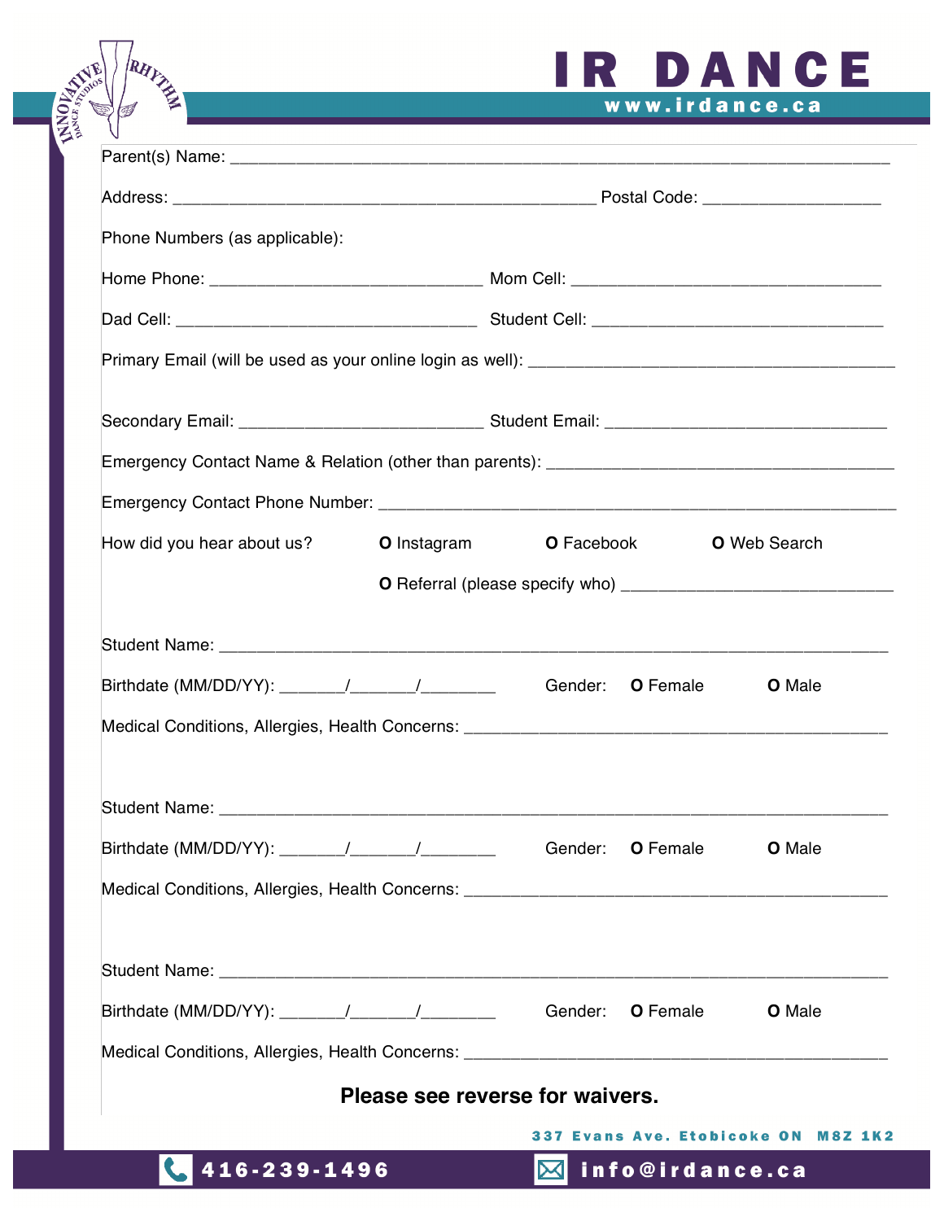# IR DANCE

www.irdance.ca

Parent(s) Name: ____________________________________________________________

Address: ________________________________________ Postal Code: _______________

Phone Numbers (as applicable):

Home Phone: __________________________ Mom Cell: _____________________________

Dad Cell: _____________________________ Student Cell: ___________________________

Primary Email (will be used as your online login as well): ___________________________________

Secondary Email: _______________________ Student Email: ___________________________

Emergency Contact Name & Relation (other than parents): __________________________________

Emergency Contact Phone Number: _______________________________________________

How did you hear about us? O Instagram O Facebook O Web Search

O Referral (please specify who) ___________________________

Student Name: ____________________________________________________________

Birthdate (MM/DD/YY): ______/______/_______ Gender: O Female O Male

Medical Conditions, Allergies, Health Concerns: ____________________________________

Student Name: ____________________________________________________________

Birthdate (MM/DD/YY): ______/______/_______ Gender: O Female O Male

Medical Conditions, Allergies, Health Concerns: ____________________________________

Student Name: ____________________________________________________________

Birthdate (MM/DD/YY): ______/______/_______ Gender: O Female O Male

Medical Conditions, Allergies, Health Concerns: ____________________________________

**Please see reverse for waivers.**

337 Evans Ave. Etobicoke ON M8Z 1K2

416-239-1496 info@irdance.ca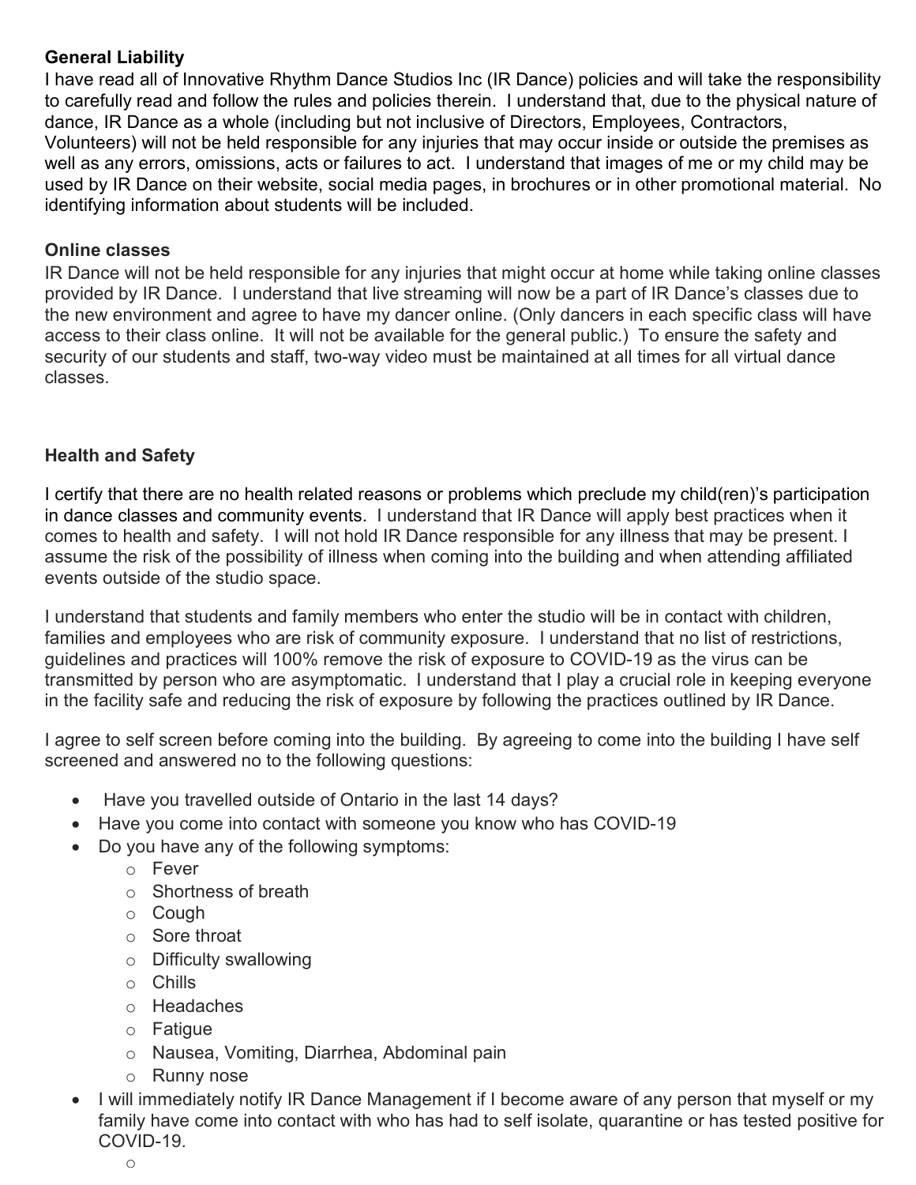**General Liability**

I have read all of Innovative Rhythm Dance Studios Inc (IR Dance) policies and will take the responsibility to carefully read and follow the rules and policies therein. I understand that, due to the physical nature of dance, IR Dance as a whole (including but not inclusive of Directors, Employees, Contractors, Volunteers) will not be held responsible for any injuries that may occur inside or outside the premises as well as any errors, omissions, acts or failures to act. I understand that images of me or my child may be used by IR Dance on their website, social media pages, in brochures or in other promotional material. No identifying information about students will be included.

**Online classes**

IR Dance will not be held responsible for any injuries that might occur at home while taking online classes provided by IR Dance. I understand that live streaming will now be a part of IR Dance's classes due to the new environment and agree to have my dancer online. (Only dancers in each specific class will have access to their class online. It will not be available for the general public.) To ensure the safety and security of our students and staff, two-way video must be maintained at all times for all virtual dance classes.

**Health and Safety**

I certify that there are no health related reasons or problems which preclude my child(ren)'s participation in dance classes and community events. I understand that IR Dance will apply best practices when it comes to health and safety. I will not hold IR Dance responsible for any illness that may be present. I assume the risk of the possibility of illness when coming into the building and when attending affiliated events outside of the studio space.

I understand that students and family members who enter the studio will be in contact with children, families and employees who are risk of community exposure. I understand that no list of restrictions, guidelines and practices will 100% remove the risk of exposure to COVID-19 as the virus can be transmitted by person who are asymptomatic. I understand that I play a crucial role in keeping everyone in the facility safe and reducing the risk of exposure by following the practices outlined by IR Dance.

I agree to self screen before coming into the building. By agreeing to come into the building I have self screened and answered no to the following questions:

- Have you travelled outside of Ontario in the last 14 days?
- Have you come into contact with someone you know who has COVID-19
- Do you have any of the following symptoms:
  - Fever
  - Shortness of breath
  - Cough
  - Sore throat
  - Difficulty swallowing
  - Chills
  - Headaches
  - Fatigue
  - Nausea, Vomiting, Diarrhea, Abdominal pain
  - Runny nose
- I will immediately notify IR Dance Management if I become aware of any person that myself or my family have come into contact with who has had to self isolate, quarantine or has tested positive for COVID-19.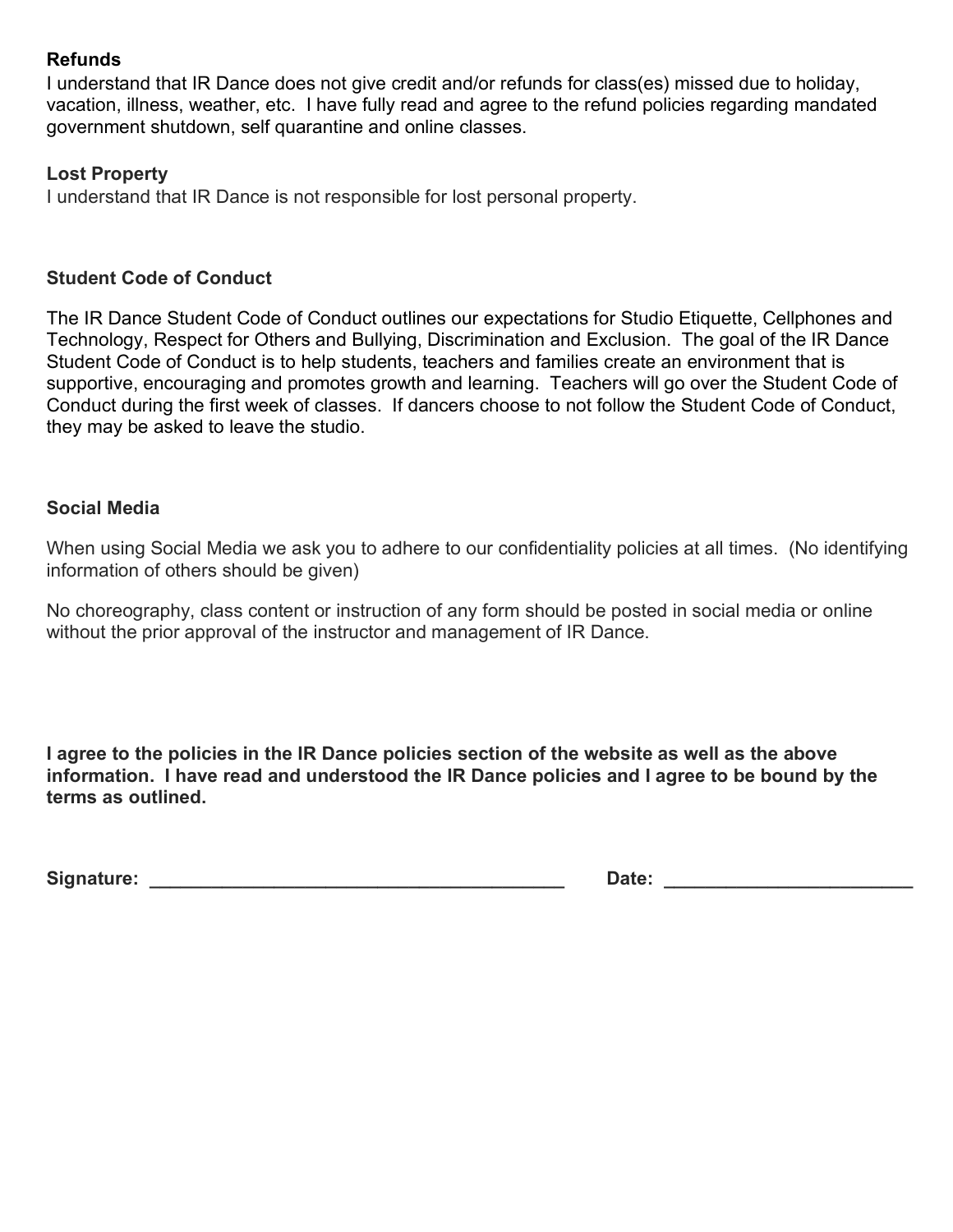**Refunds**
I understand that IR Dance does not give credit and/or refunds for class(es) missed due to holiday, vacation, illness, weather, etc. I have fully read and agree to the refund policies regarding mandated government shutdown, self quarantine and online classes.

**Lost Property**
I understand that IR Dance is not responsible for lost personal property.

**Student Code of Conduct**

The IR Dance Student Code of Conduct outlines our expectations for Studio Etiquette, Cellphones and Technology, Respect for Others and Bullying, Discrimination and Exclusion. The goal of the IR Dance Student Code of Conduct is to help students, teachers and families create an environment that is supportive, encouraging and promotes growth and learning. Teachers will go over the Student Code of Conduct during the first week of classes. If dancers choose to not follow the Student Code of Conduct, they may be asked to leave the studio.

**Social Media**

When using Social Media we ask you to adhere to our confidentiality policies at all times. (No identifying information of others should be given)

No choreography, class content or instruction of any form should be posted in social media or online without the prior approval of the instructor and management of IR Dance.

**I agree to the policies in the IR Dance policies section of the website as well as the above information. I have read and understood the IR Dance policies and I agree to be bound by the terms as outlined.**

**Signature: ________________________________________ Date: ________________________**